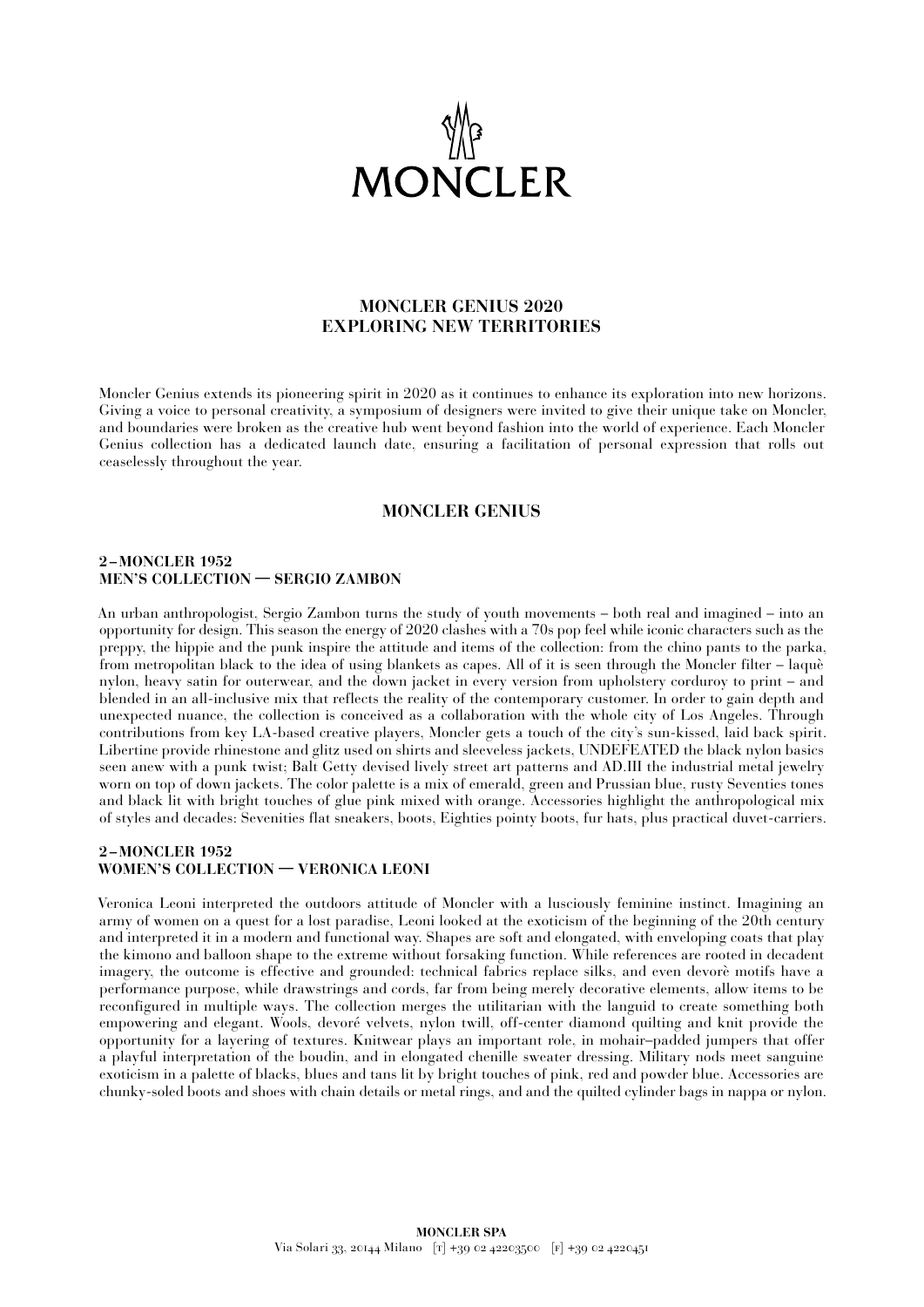MONCLER

# MONCLER GENIUS 2020
# EXPLORING NEW TERRITORIES

Moncler Genius extends its pioneering spirit in 2020 as it continues to enhance its exploration into new horizons. Giving a voice to personal creativity, a symposium of designers were invited to give their unique take on Moncler, and boundaries were broken as the creative hub went beyond fashion into the world of experience. Each Moncler Genius collection has a dedicated launch date, ensuring a facilitation of personal expression that rolls out ceaselessly throughout the year.

## MONCLER GENIUS

### 2 – MONCLER 1952
### MEN'S COLLECTION — SERGIO ZAMBON

An urban anthropologist, Sergio Zambon turns the study of youth movements – both real and imagined – into an opportunity for design. This season the energy of 2020 clashes with a 70s pop feel while iconic characters such as the preppy, the hippie and the punk inspire the attitude and items of the collection: from the chino pants to the parka, from metropolitan black to the idea of using blankets as capes. All of it is seen through the Moncler filter – laquè nylon, heavy satin for outerwear, and the down jacket in every version from upholstery corduroy to print – and blended in an all-inclusive mix that reflects the reality of the contemporary customer. In order to gain depth and unexpected nuance, the collection is conceived as a collaboration with the whole city of Los Angeles. Through contributions from key LA-based creative players, Moncler gets a touch of the city's sun-kissed, laid back spirit. Libertine provide rhinestone and glitz used on shirts and sleeveless jackets, UNDEFEATED the black nylon basics seen anew with a punk twist; Balt Getty devised lively street art patterns and AD.III the industrial metal jewelry worn on top of down jackets. The color palette is a mix of emerald, green and Prussian blue, rusty Seventies tones and black lit with bright touches of glue pink mixed with orange. Accessories highlight the anthropological mix of styles and decades: Sevenities flat sneakers, boots, Eighties pointy boots, fur hats, plus practical duvet-carriers.

### 2 – MONCLER 1952
### WOMEN'S COLLECTION — VERONICA LEONI

Veronica Leoni interpreted the outdoors attitude of Moncler with a lusciously feminine instinct. Imagining an army of women on a quest for a lost paradise, Leoni looked at the exoticism of the beginning of the 20th century and interpreted it in a modern and functional way. Shapes are soft and elongated, with enveloping coats that play the kimono and balloon shape to the extreme without forsaking function. While references are rooted in decadent imagery, the outcome is effective and grounded: technical fabrics replace silks, and even devorè motifs have a performance purpose, while drawstrings and cords, far from being merely decorative elements, allow items to be reconfigured in multiple ways. The collection merges the utilitarian with the languid to create something both empowering and elegant. Wools, devoré velvets, nylon twill, off-center diamond quilting and knit provide the opportunity for a layering of textures. Knitwear plays an important role, in mohair–padded jumpers that offer a playful interpretation of the boudin, and in elongated chenille sweater dressing. Military nods meet sanguine exoticism in a palette of blacks, blues and tans lit by bright touches of pink, red and powder blue. Accessories are chunky-soled boots and shoes with chain details or metal rings, and and the quilted cylinder bags in nappa or nylon.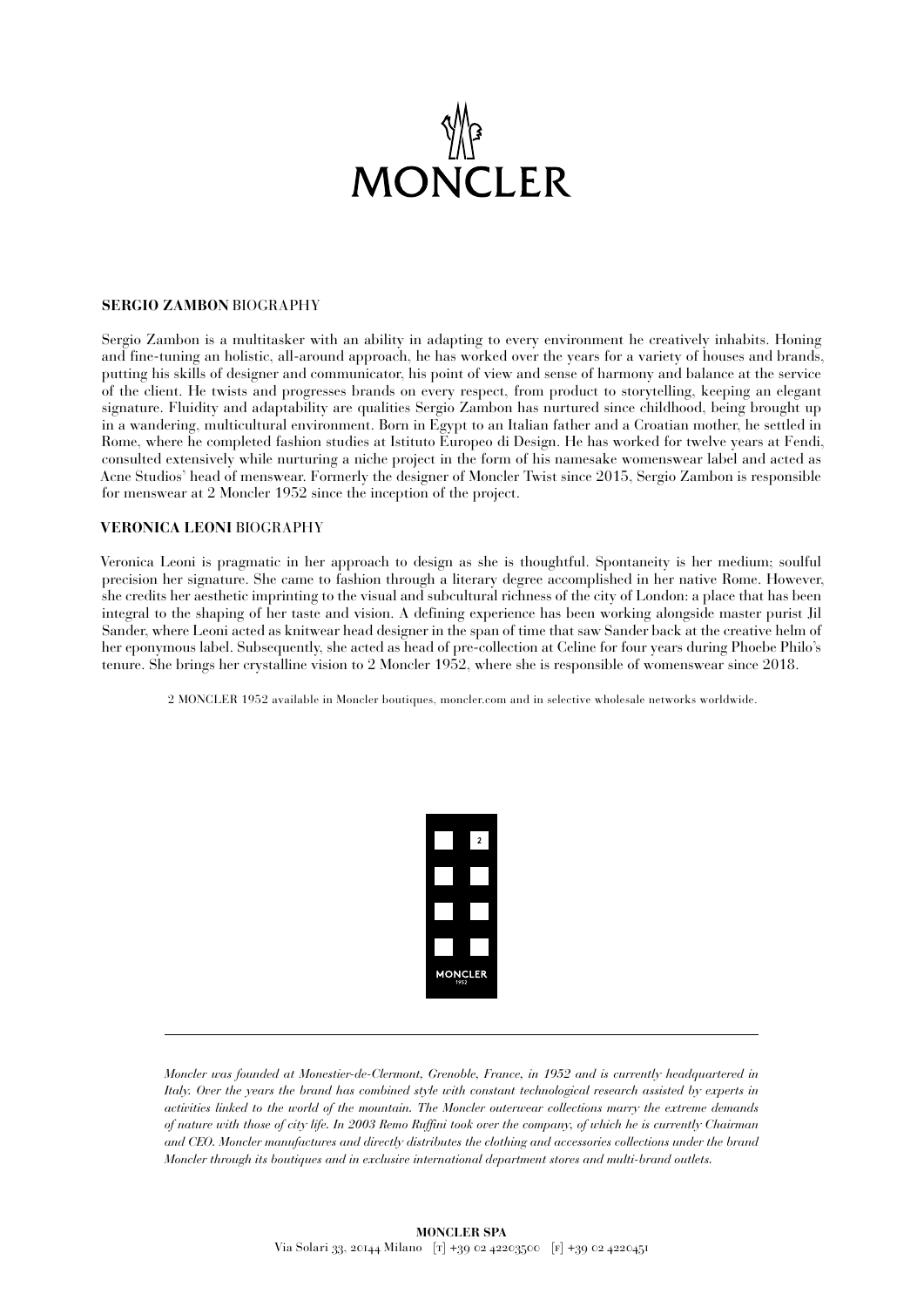MONCLER

**SERGIO ZAMBON** BIOGRAPHY

Sergio Zambon is a multitasker with an ability in adapting to every environment he creatively inhabits. Honing and fine-tuning an holistic, all-around approach, he has worked over the years for a variety of houses and brands, putting his skills of designer and communicator, his point of view and sense of harmony and balance at the service of the client. He twists and progresses brands on every respect, from product to storytelling, keeping an elegant signature. Fluidity and adaptability are qualities Sergio Zambon has nurtured since childhood, being brought up in a wandering, multicultural environment. Born in Egypt to an Italian father and a Croatian mother, he settled in Rome, where he completed fashion studies at Istituto Europeo di Design. He has worked for twelve years at Fendi, consulted extensively while nurturing a niche project in the form of his namesake womenswear label and acted as Acne Studios' head of menswear. Formerly the designer of Moncler Twist since 2015, Sergio Zambon is responsible for menswear at 2 Moncler 1952 since the inception of the project.

**VERONICA LEONI** BIOGRAPHY

Veronica Leoni is pragmatic in her approach to design as she is thoughtful. Spontaneity is her medium; soulful precision her signature. She came to fashion through a literary degree accomplished in her native Rome. However, she credits her aesthetic imprinting to the visual and subcultural richness of the city of London: a place that has been integral to the shaping of her taste and vision. A defining experience has been working alongside master purist Jil Sander, where Leoni acted as knitwear head designer in the span of time that saw Sander back at the creative helm of her eponymous label. Subsequently, she acted as head of pre-collection at Celine for four years during Phoebe Philo's tenure. She brings her crystalline vision to 2 Moncler 1952, where she is responsible of womenswear since 2018.

2 MONCLER 1952 available in Moncler boutiques, moncler.com and in selective wholesale networks worldwide.

2
MONCLER
1952

---

*Moncler was founded at Monestier-de-Clermont, Grenoble, France, in 1952 and is currently headquartered in Italy. Over the years the brand has combined style with constant technological research assisted by experts in activities linked to the world of the mountain. The Moncler outerwear collections marry the extreme demands of nature with those of city life. In 2003 Remo Ruffini took over the company, of which he is currently Chairman and CEO. Moncler manufactures and directly distributes the clothing and accessories collections under the brand Moncler through its boutiques and in exclusive international department stores and multi-brand outlets.*

**MONCLER SPA**
Via Solari 33, 20144 Milano [T] +39 02 42203500 [F] +39 02 4220451